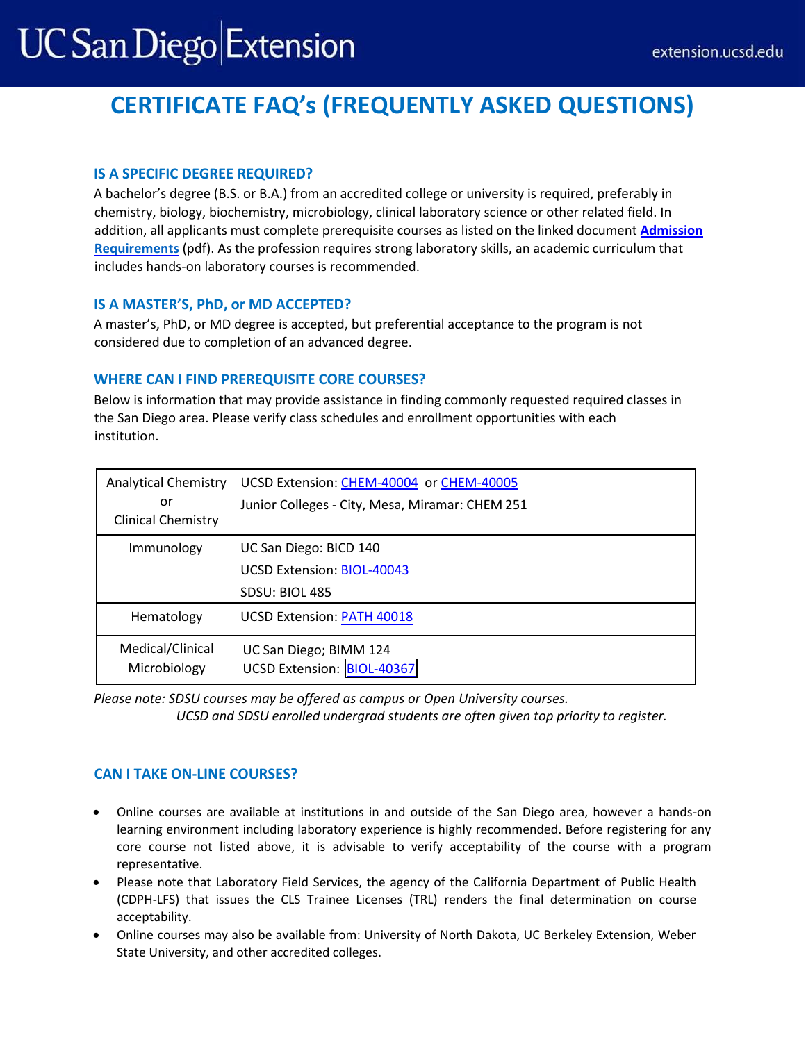# CERTIFICATE FAQ's (FREQUENTLY ASKED QUESTIONS)

### IS A SPECIFIC DEGREE REQUIRED?

A bachelor's degree (B.S. or B.A.) from an accredited college or university is required, preferably in chemistry, biology, biochemistry, microbiology, clinical laboratory science or other related field. In addition, all applicants must complete prerequisite courses as listed on the linked document **Admission Requirements** (pdf). As the profession requires strong laboratory skills, an academic curriculum that includes hands-on laboratory courses is recommended.

### IS A MASTER'S, PhD, or MD ACCEPTED?

A master's, PhD, or MD degree is accepted, but preferential acceptance to the program is not considered due to completion of an advanced degree.

### WHERE CAN I FIND PREREQUISITE CORE COURSES?

Below is information that may provide assistance in finding commonly requested required classes in the San Diego area. Please verify class schedules and enrollment opportunities with each institution.

| Course | Where offered |
|---|---|
| Analytical Chemistry or Clinical Chemistry | UCSD Extension: CHEM-40004 or CHEM-40005<br>Junior Colleges - City, Mesa, Miramar: CHEM 251 |
| Immunology | UC San Diego: BICD 140<br>UCSD Extension: BIOL-40043<br>SDSU: BIOL 485 |
| Hematology | UCSD Extension: PATH 40018 |
| Medical/Clinical Microbiology | UC San Diego; BIMM 124<br>UCSD Extension: BIOL-40367 |

*Please note: SDSU courses may be offered as campus or Open University courses.*
*UCSD and SDSU enrolled undergrad students are often given top priority to register.*

### CAN I TAKE ON-LINE COURSES?

- Online courses are available at institutions in and outside of the San Diego area, however a hands-on learning environment including laboratory experience is highly recommended. Before registering for any core course not listed above, it is advisable to verify acceptability of the course with a program representative.
- Please note that Laboratory Field Services, the agency of the California Department of Public Health (CDPH-LFS) that issues the CLS Trainee Licenses (TRL) renders the final determination on course acceptability.
- Online courses may also be available from: University of North Dakota, UC Berkeley Extension, Weber State University, and other accredited colleges.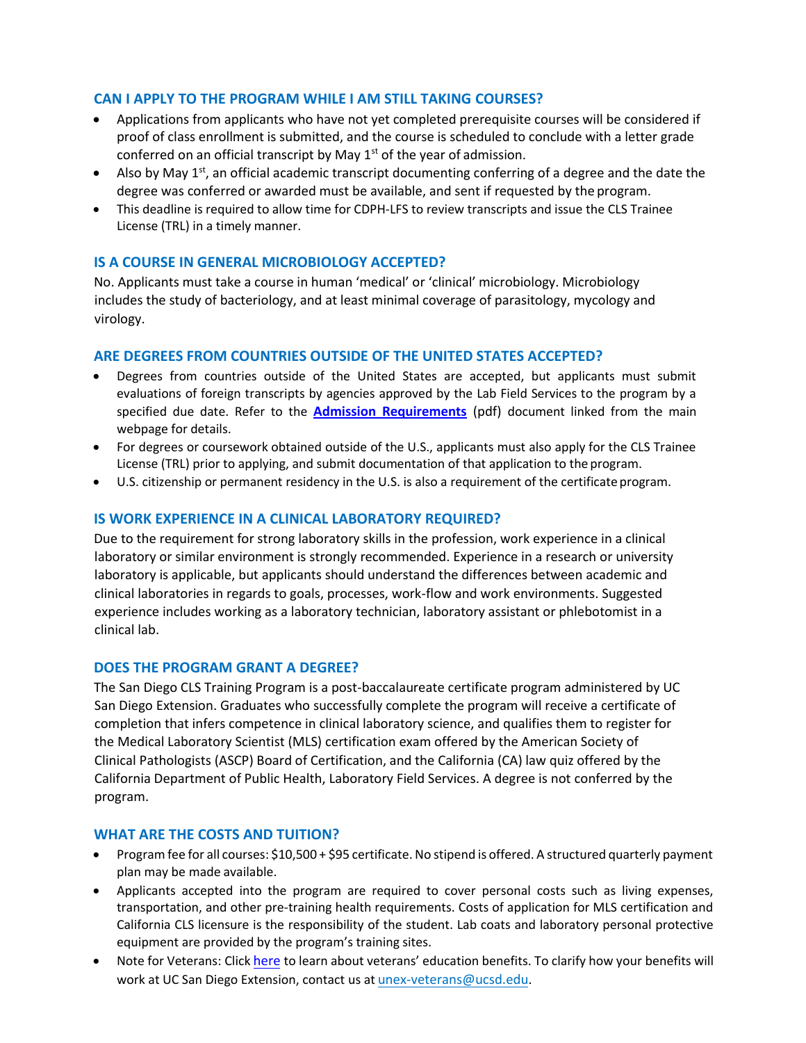## CAN I APPLY TO THE PROGRAM WHILE I AM STILL TAKING COURSES?

- Applications from applicants who have not yet completed prerequisite courses will be considered if proof of class enrollment is submitted, and the course is scheduled to conclude with a letter grade conferred on an official transcript by May 1st of the year of admission.
- Also by May 1st, an official academic transcript documenting conferring of a degree and the date the degree was conferred or awarded must be available, and sent if requested by the program.
- This deadline is required to allow time for CDPH-LFS to review transcripts and issue the CLS Trainee License (TRL) in a timely manner.

## IS A COURSE IN GENERAL MICROBIOLOGY ACCEPTED?

No. Applicants must take a course in human 'medical' or 'clinical' microbiology. Microbiology includes the study of bacteriology, and at least minimal coverage of parasitology, mycology and virology.

## ARE DEGREES FROM COUNTRIES OUTSIDE OF THE UNITED STATES ACCEPTED?

- Degrees from countries outside of the United States are accepted, but applicants must submit evaluations of foreign transcripts by agencies approved by the Lab Field Services to the program by a specified due date. Refer to the **Admission Requirements** (pdf) document linked from the main webpage for details.
- For degrees or coursework obtained outside of the U.S., applicants must also apply for the CLS Trainee License (TRL) prior to applying, and submit documentation of that application to the program.
- U.S. citizenship or permanent residency in the U.S. is also a requirement of the certificate program.

## IS WORK EXPERIENCE IN A CLINICAL LABORATORY REQUIRED?

Due to the requirement for strong laboratory skills in the profession, work experience in a clinical laboratory or similar environment is strongly recommended. Experience in a research or university laboratory is applicable, but applicants should understand the differences between academic and clinical laboratories in regards to goals, processes, work-flow and work environments. Suggested experience includes working as a laboratory technician, laboratory assistant or phlebotomist in a clinical lab.

## DOES THE PROGRAM GRANT A DEGREE?

The San Diego CLS Training Program is a post-baccalaureate certificate program administered by UC San Diego Extension. Graduates who successfully complete the program will receive a certificate of completion that infers competence in clinical laboratory science, and qualifies them to register for the Medical Laboratory Scientist (MLS) certification exam offered by the American Society of Clinical Pathologists (ASCP) Board of Certification, and the California (CA) law quiz offered by the California Department of Public Health, Laboratory Field Services. A degree is not conferred by the program.

## WHAT ARE THE COSTS AND TUITION?

- Program fee for all courses: $10,500 + $95 certificate. No stipend is offered. A structured quarterly payment plan may be made available.
- Applicants accepted into the program are required to cover personal costs such as living expenses, transportation, and other pre-training health requirements. Costs of application for MLS certification and California CLS licensure is the responsibility of the student. Lab coats and laboratory personal protective equipment are provided by the program's training sites.
- Note for Veterans: Click here to learn about veterans' education benefits. To clarify how your benefits will work at UC San Diego Extension, contact us at unex-veterans@ucsd.edu.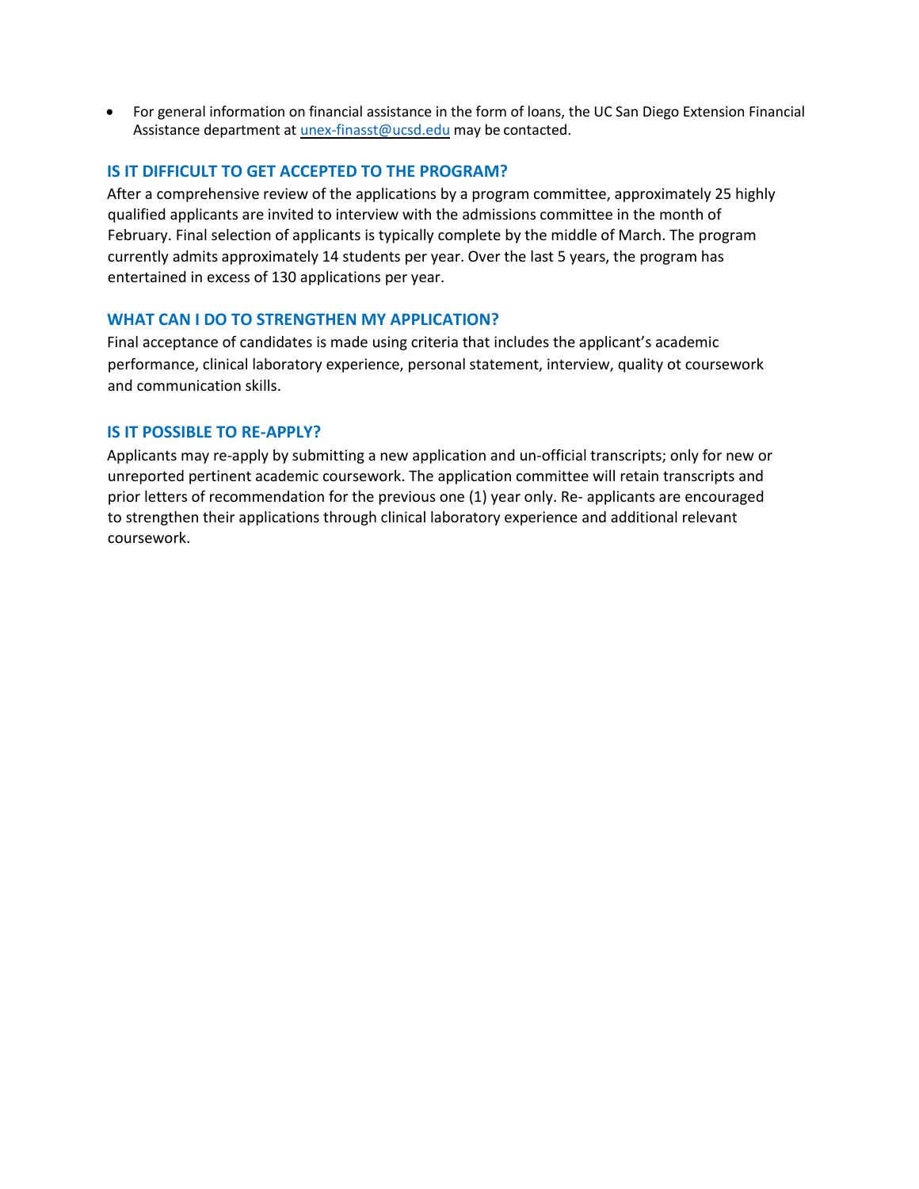- For general information on financial assistance in the form of loans, the UC San Diego Extension Financial Assistance department at unex-finasst@ucsd.edu may be contacted.

## IS IT DIFFICULT TO GET ACCEPTED TO THE PROGRAM?

After a comprehensive review of the applications by a program committee, approximately 25 highly qualified applicants are invited to interview with the admissions committee in the month of February. Final selection of applicants is typically complete by the middle of March. The program currently admits approximately 14 students per year. Over the last 5 years, the program has entertained in excess of 130 applications per year.

## WHAT CAN I DO TO STRENGTHEN MY APPLICATION?

Final acceptance of candidates is made using criteria that includes the applicant's academic performance, clinical laboratory experience, personal statement, interview, quality ot coursework and communication skills.

## IS IT POSSIBLE TO RE-APPLY?

Applicants may re-apply by submitting a new application and un-official transcripts; only for new or unreported pertinent academic coursework. The application committee will retain transcripts and prior letters of recommendation for the previous one (1) year only. Re- applicants are encouraged to strengthen their applications through clinical laboratory experience and additional relevant coursework.